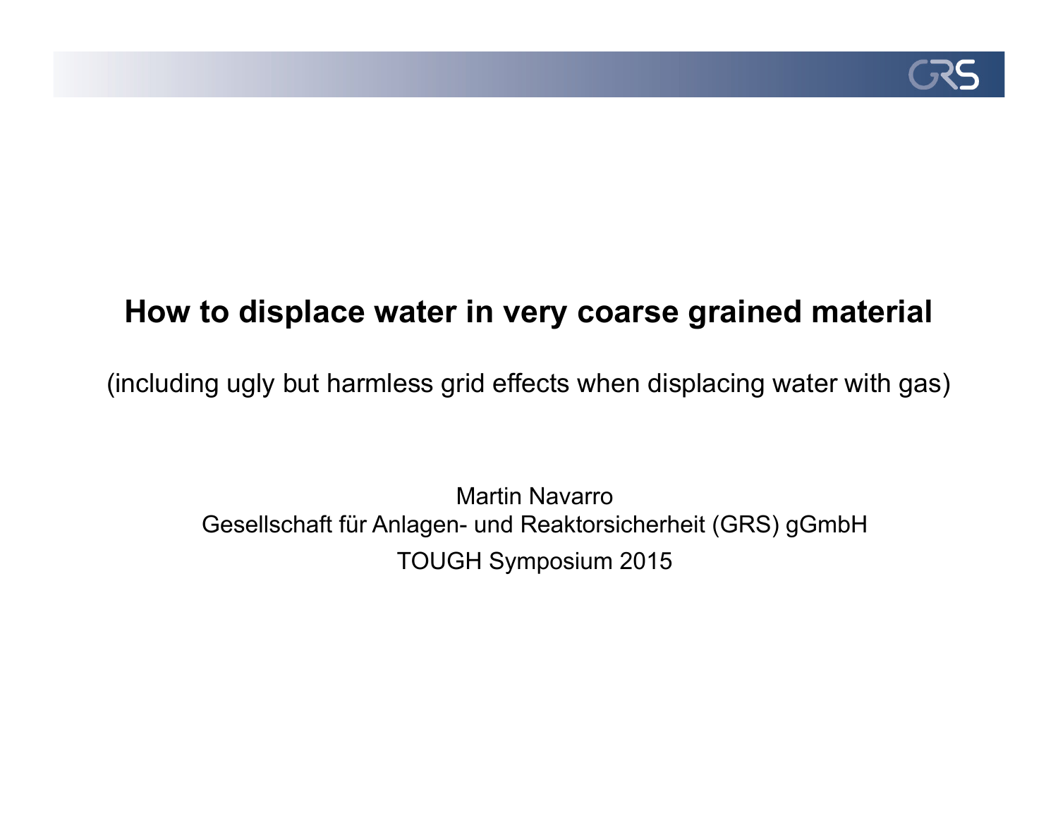# How to displace water in very coarse grained material

(including ugly but harmless grid effects when displacing water with gas)

Martin Navarro

Gesellschaft für Anlagen- und Reaktorsicherheit (GRS) gGmbH

TOUGH Symposium 2015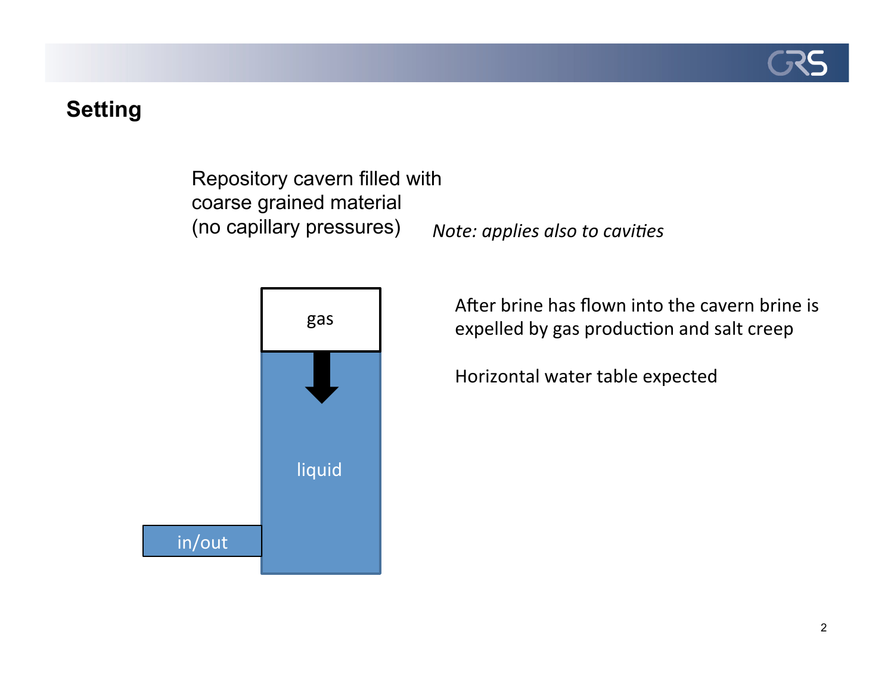## Setting

Repository cavern filled with coarse grained material (no capillary pressures)

*Note: applies also to cavities*

gas

liquid

in/out

After brine has flown into the cavern brine is expelled by gas production and salt creep

Horizontal water table expected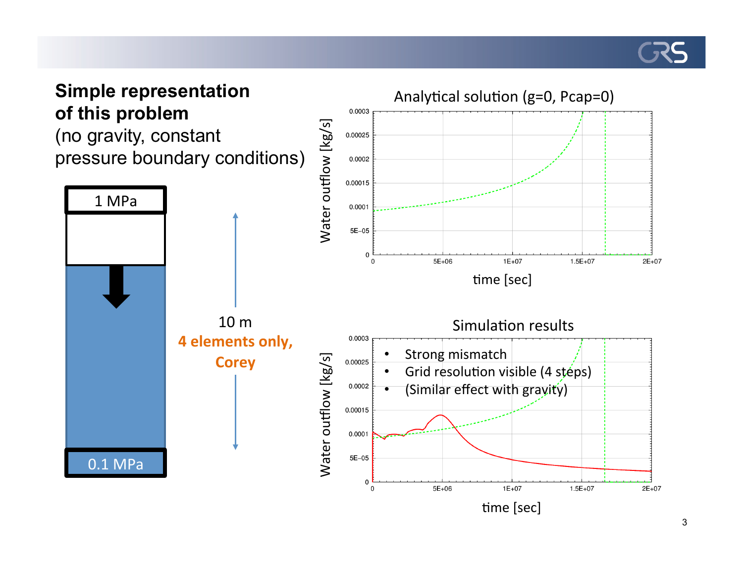**Simple representation of this problem**

(no gravity, constant pressure boundary conditions)

1 MPa

10 m

**4 elements only, Corey**

0.1 MPa

Analytical solution (g=0, Pcap=0)

Simulation results

- Strong mismatch
- Grid resolution visible (4 steps)
- (Similar effect with gravity)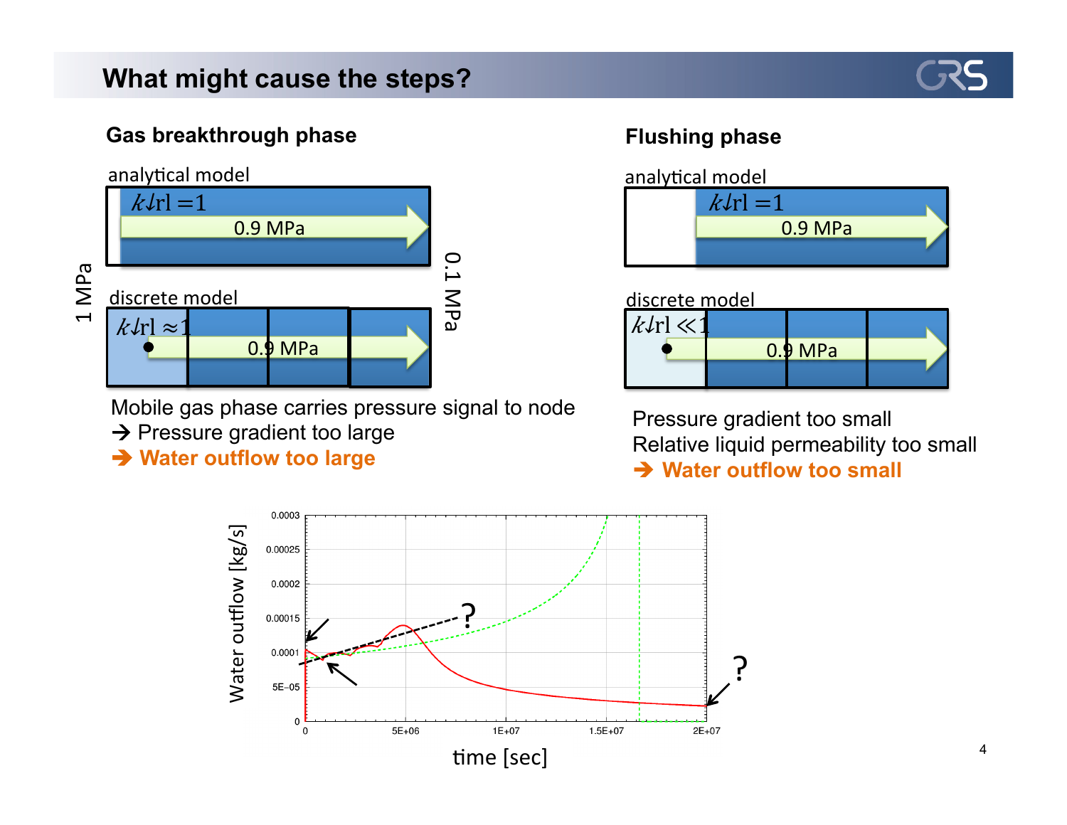## What might cause the steps?

### Gas breakthrough phase

analytical model

$k_{rl} = 1$

0.9 MPa

1 MPa

0.1 MPa

discrete model

$k_{rl} \approx 1$

0.9 MPa

Mobile gas phase carries pressure signal to node

→ Pressure gradient too large

**→ Water outflow too large**

### Flushing phase

analytical model

$k_{rl} = 1$

0.9 MPa

discrete model

$k_{rl} \ll 1$

0.9 MPa

Pressure gradient too small

Relative liquid permeability too small

**→ Water outflow too small**

Water outflow [kg/s]

time [sec]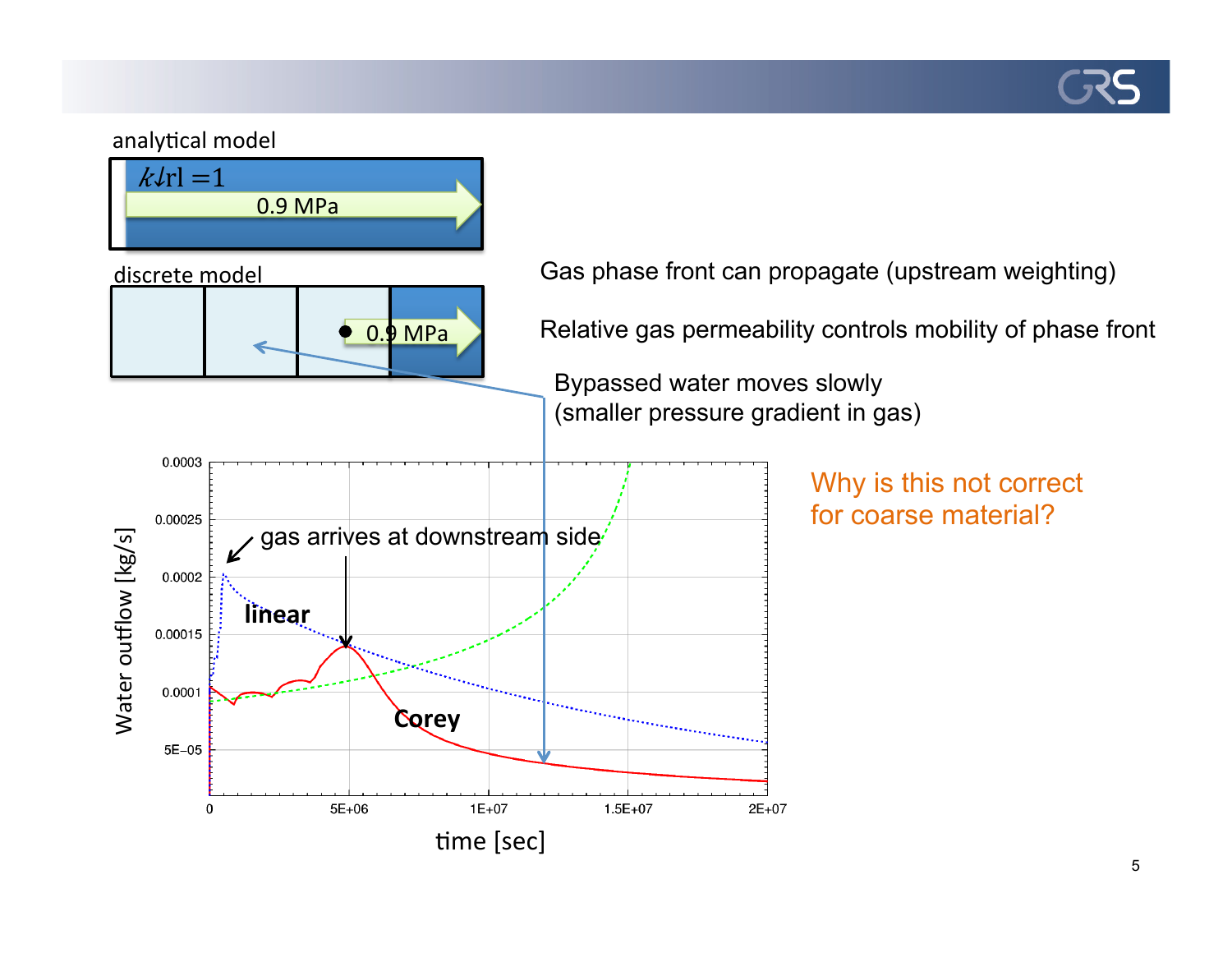analytical model

$k_{rl} = 1$

0.9 MPa

discrete model

0.9 MPa

Gas phase front can propagate (upstream weighting)

Relative gas permeability controls mobility of phase front

Bypassed water moves slowly
(smaller pressure gradient in gas)

Water outflow [kg/s] vs. time [sec]

gas arrives at downstream side

linear

Corey

Why is this not correct for coarse material?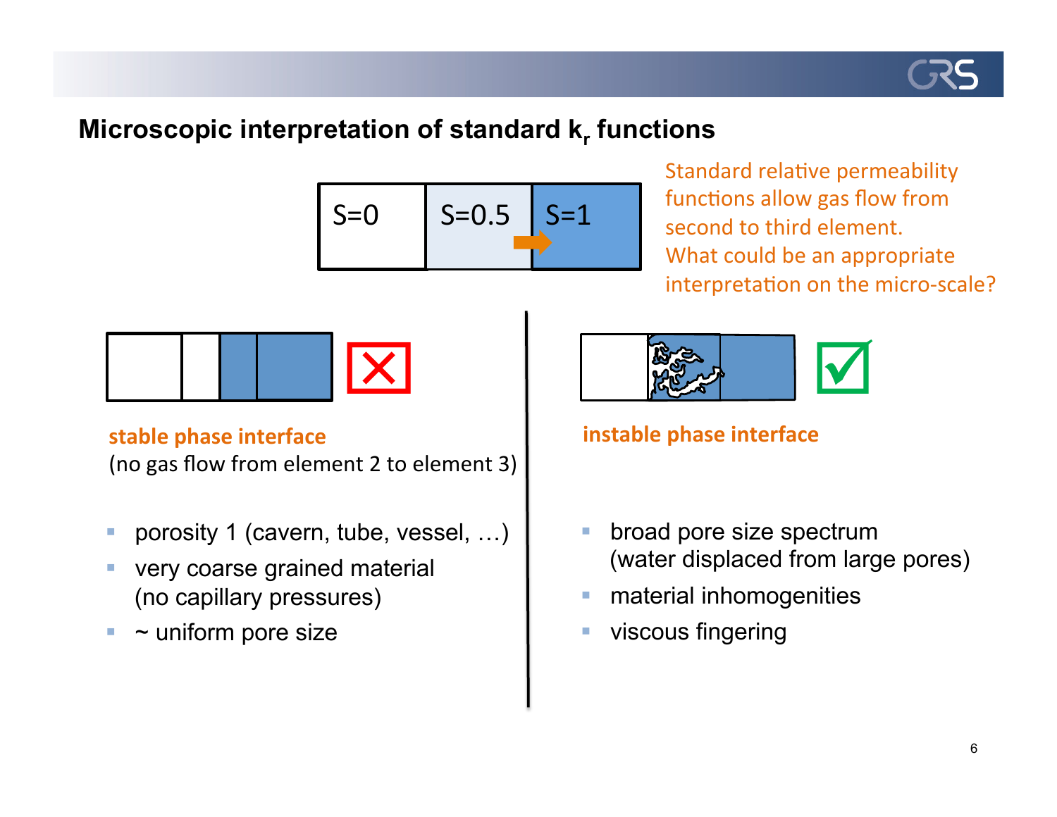## Microscopic interpretation of standard $k_r$ functions

S=0 | S=0.5 | S=1

Standard relative permeability functions allow gas flow from second to third element.
What could be an appropriate interpretation on the micro-scale?

**stable phase interface**
(no gas flow from element 2 to element 3)

- porosity 1 (cavern, tube, vessel, …)
- very coarse grained material (no capillary pressures)
- ~ uniform pore size

**instable phase interface**

- broad pore size spectrum (water displaced from large pores)
- material inhomogenities
- viscous fingering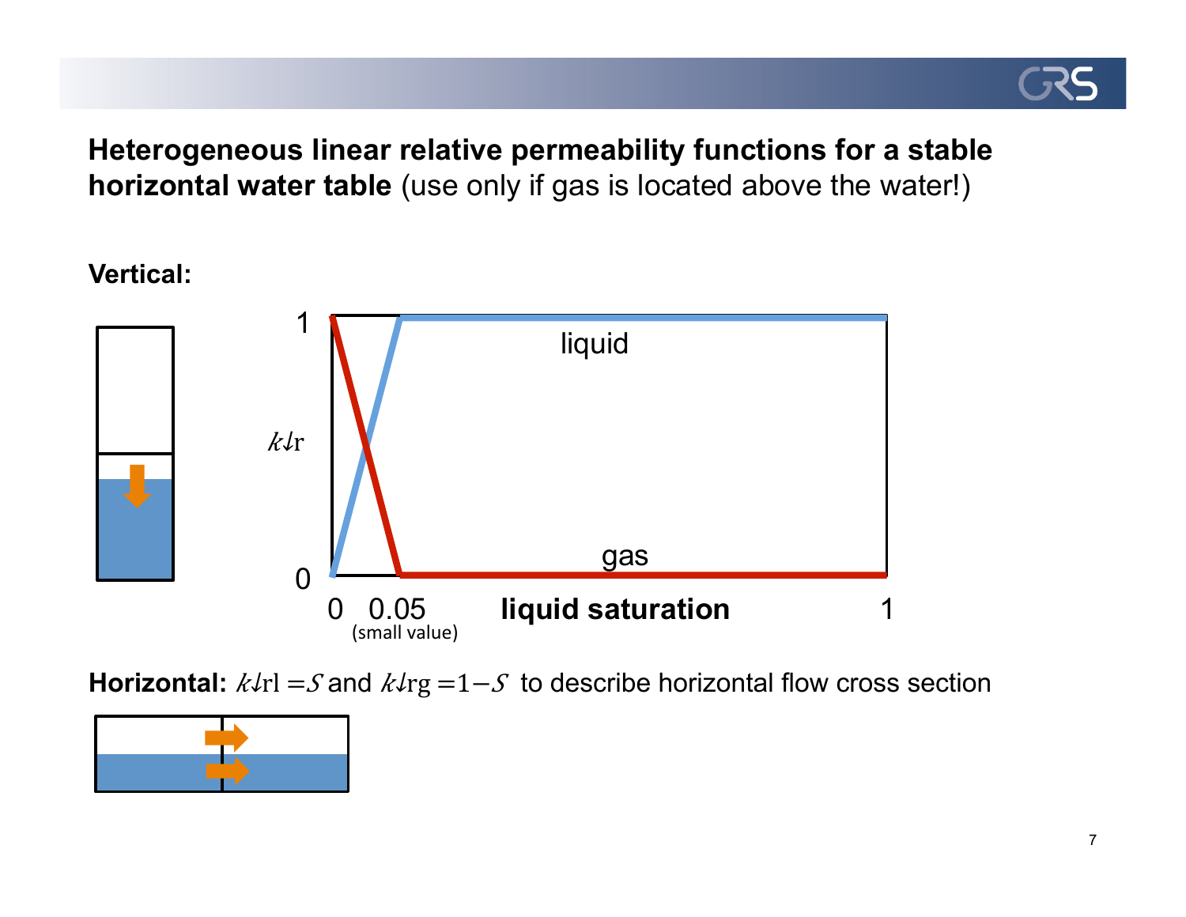**Heterogeneous linear relative permeability functions for a stable horizontal water table** (use only if gas is located above the water!)

**Vertical:**

**Horizontal:** $k_{rl} = S$ and $k_{rg} = 1 - S$ to describe horizontal flow cross section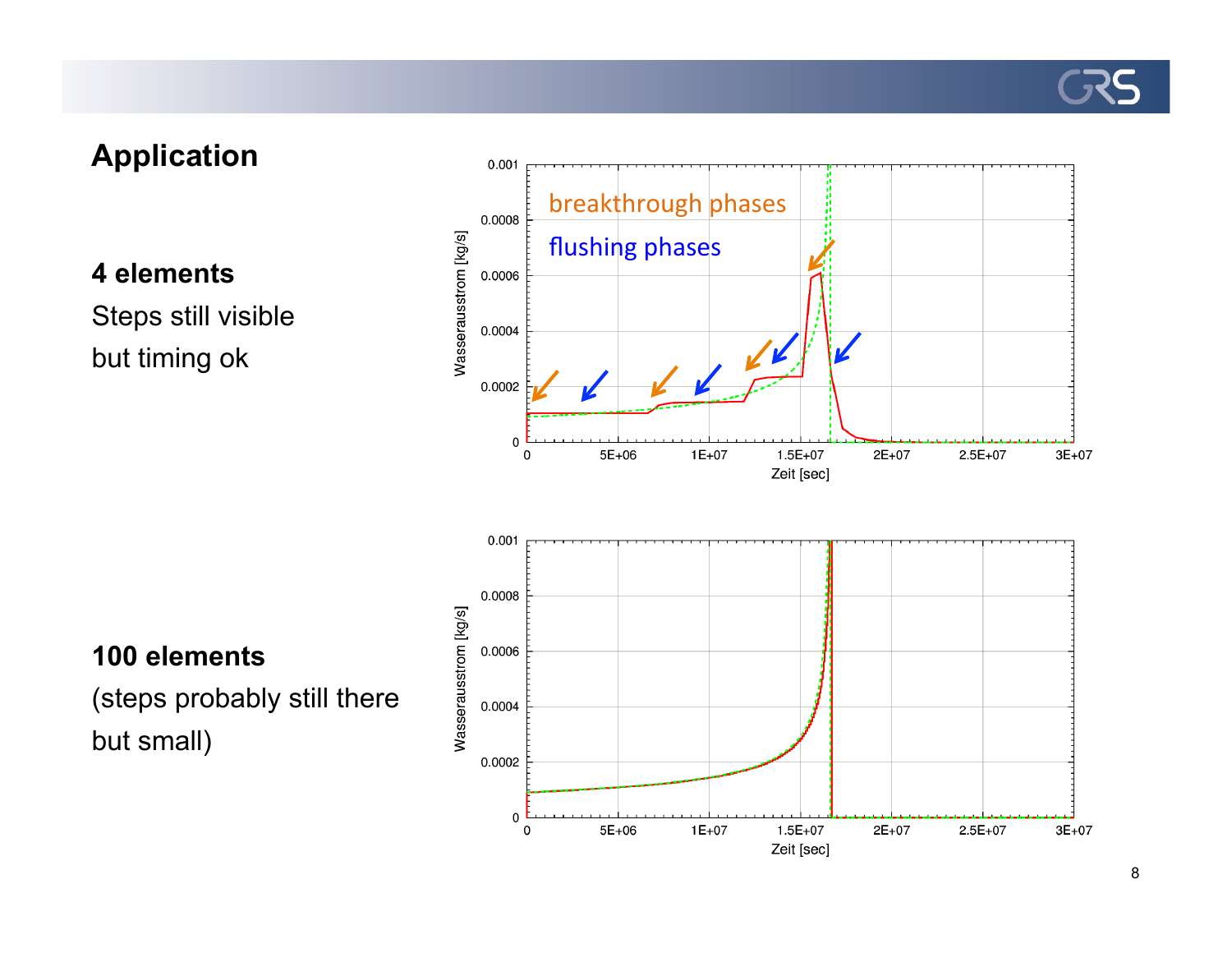# Application

**4 elements**

Steps still visible

but timing ok

breakthrough phases

flushing phases

Wasserausstrom [kg/s]

0.001
0.0008
0.0006
0.0004
0.0002
0

0
5E+06
1E+07
1.5E+07
2E+07
2.5E+07
3E+07

Zeit [sec]

**100 elements**

(steps probably still there

but small)

Wasserausstrom [kg/s]

0.001
0.0008
0.0006
0.0004
0.0002
0

0
5E+06
1E+07
1.5E+07
2E+07
2.5E+07
3E+07

Zeit [sec]